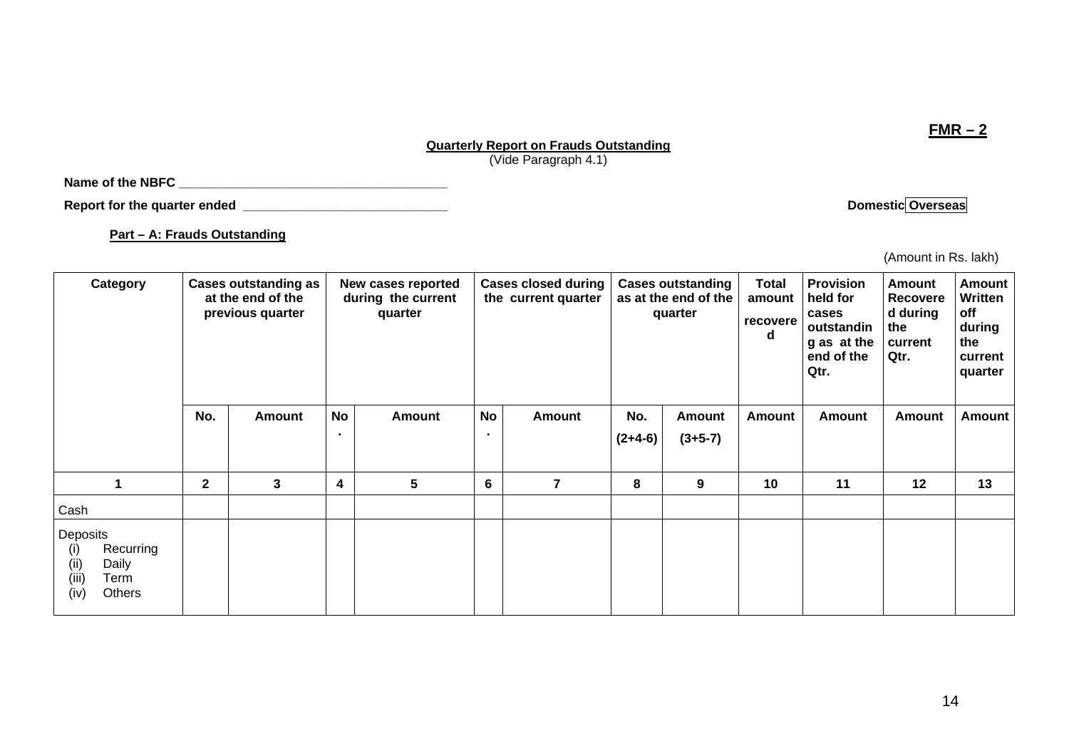**FMR – 2**

**Quarterly Report on Frauds Outstanding**
(Vide Paragraph 4.1)

**Name of the NBFC** ______________________________________

**Report for the quarter ended** _____________________________ **Domestic Overseas**

**Part – A: Frauds Outstanding**

(Amount in Rs. lakh)

| Category | Cases outstanding as at the end of the previous quarter | | New cases reported during the current quarter | | Cases closed during the current quarter | | Cases outstanding as at the end of the quarter | | Total amount recovered | Provision held for cases outstanding as at the end of the Qtr. | Amount Recovered during the current Qtr. | Amount Written off during the current quarter |
|---|---|---|---|---|---|---|---|---|---|---|---|---|
| | No. | Amount | No. | Amount | No. | Amount | No. (2+4-6) | Amount (3+5-7) | Amount | Amount | Amount | Amount |
| 1 | 2 | 3 | 4 | 5 | 6 | 7 | 8 | 9 | 10 | 11 | 12 | 13 |
| Cash | | | | | | | | | | | | |
| Deposits<br>(i) Recurring<br>(ii) Daily<br>(iii) Term<br>(iv) Others | | | | | | | | | | | | |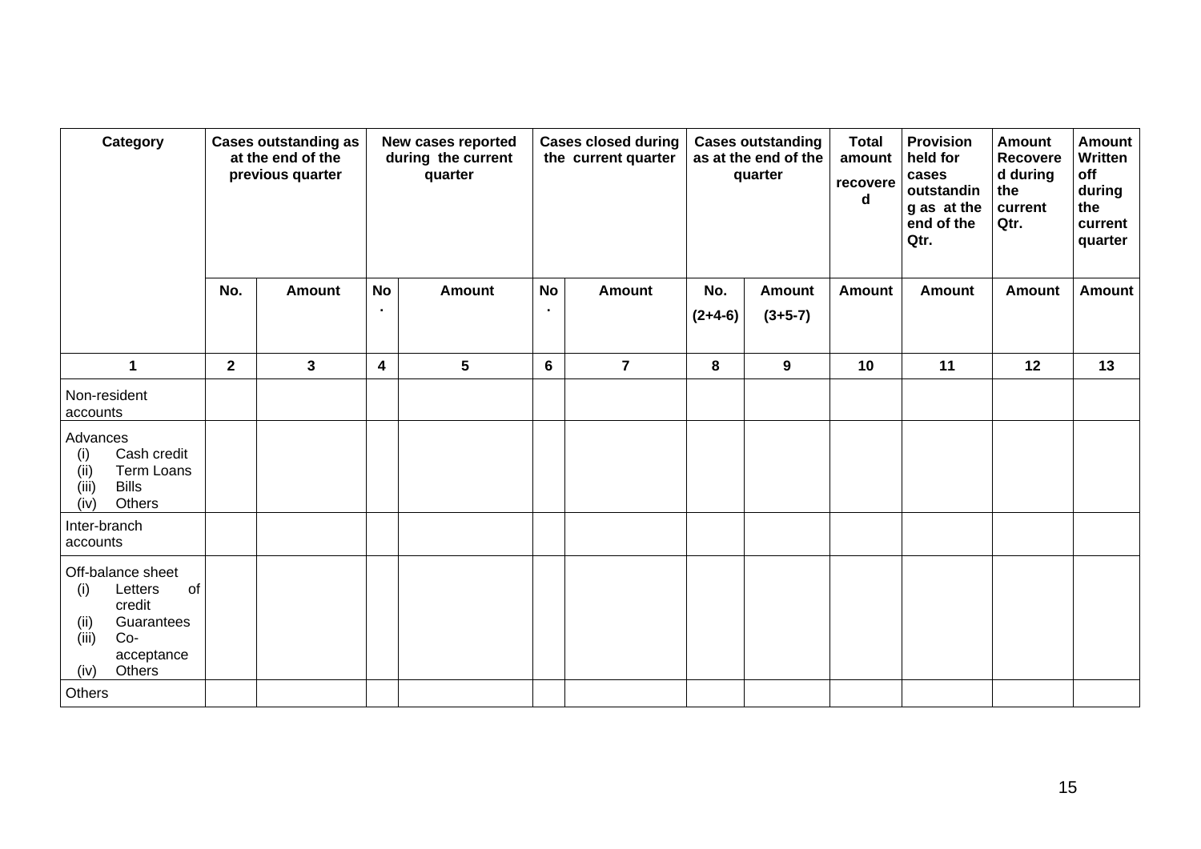| Category | Cases outstanding as at the end of the previous quarter | | New cases reported during the current quarter | | Cases closed during the current quarter | | Cases outstanding as at the end of the quarter | | Total amount recovered | Provision held for cases outstanding as at the end of the Qtr. | Amount Recovered during the current Qtr. | Amount Written off during the current quarter |
|---|---|---|---|---|---|---|---|---|---|---|---|---|
| | No. | Amount | No. | Amount | No. | Amount | No. (2+4-6) | Amount (3+5-7) | Amount | Amount | Amount | Amount |
| 1 | 2 | 3 | 4 | 5 | 6 | 7 | 8 | 9 | 10 | 11 | 12 | 13 |
| Non-resident accounts | | | | | | | | | | | | |
| Advances<br>(i) Cash credit<br>(ii) Term Loans<br>(iii) Bills<br>(iv) Others | | | | | | | | | | | | |
| Inter-branch accounts | | | | | | | | | | | | |
| Off-balance sheet<br>(i) Letters of credit<br>(ii) Guarantees<br>(iii) Co-acceptance<br>(iv) Others | | | | | | | | | | | | |
| Others | | | | | | | | | | | | |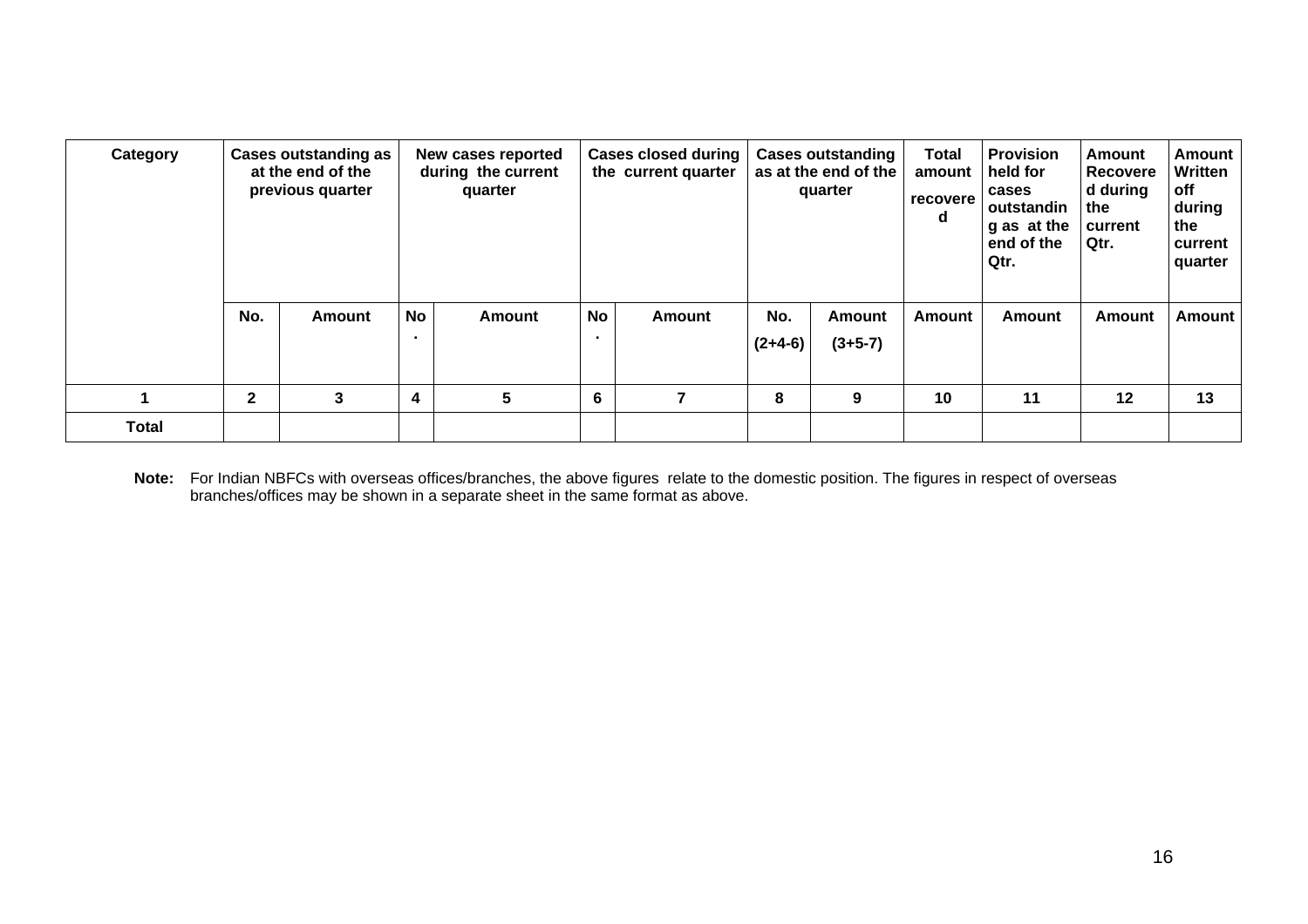| Category | Cases outstanding as at the end of the previous quarter | | New cases reported during the current quarter | | Cases closed during the current quarter | | Cases outstanding as at the end of the quarter | | Total amount recovered | Provision held for cases outstanding as at the end of the Qtr. | Amount Recovered during the current Qtr. | Amount Written off during the current quarter |
|---|---|---|---|---|---|---|---|---|---|---|---|---|
| | No. | Amount | No. | Amount | No. | Amount | No. (2+4-6) | Amount (3+5-7) | Amount | Amount | Amount | Amount |
| 1 | 2 | 3 | 4 | 5 | 6 | 7 | 8 | 9 | 10 | 11 | 12 | 13 |
| Total | | | | | | | | | | | | |

**Note:** For Indian NBFCs with overseas offices/branches, the above figures relate to the domestic position. The figures in respect of overseas branches/offices may be shown in a separate sheet in the same format as above.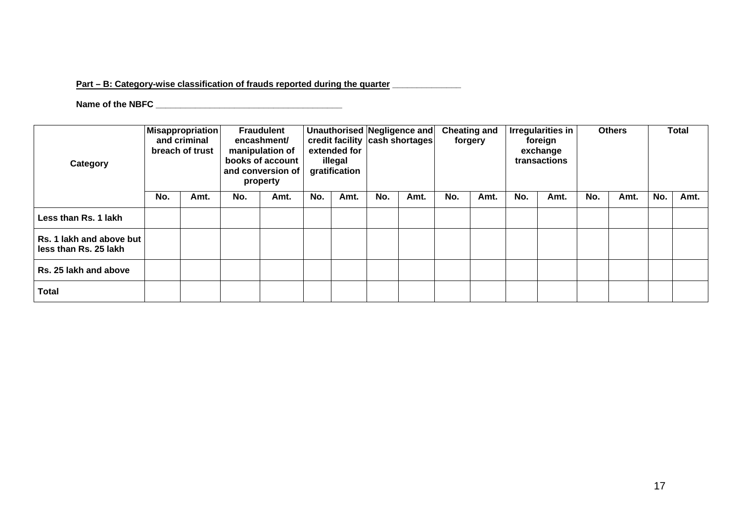**Part – B: Category-wise classification of frauds reported during the quarter _____________**

**Name of the NBFC ____________________________________**

| Category | Misappropriation and criminal breach of trust | | Fraudulent encashment/ manipulation of books of account and conversion of property | | Unauthorised credit facility extended for illegal gratification | | Negligence and cash shortages | | Cheating and forgery | | Irregularities in foreign exchange transactions | | Others | | Total | |
|---|---|---|---|---|---|---|---|---|---|---|---|---|---|---|---|---|
| | No. | Amt. | No. | Amt. | No. | Amt. | No. | Amt. | No. | Amt. | No. | Amt. | No. | Amt. | No. | Amt. |
| Less than Rs. 1 lakh | | | | | | | | | | | | | | | | |
| Rs. 1 lakh and above but less than Rs. 25 lakh | | | | | | | | | | | | | | | | |
| Rs. 25 lakh and above | | | | | | | | | | | | | | | | |
| Total | | | | | | | | | | | | | | | | |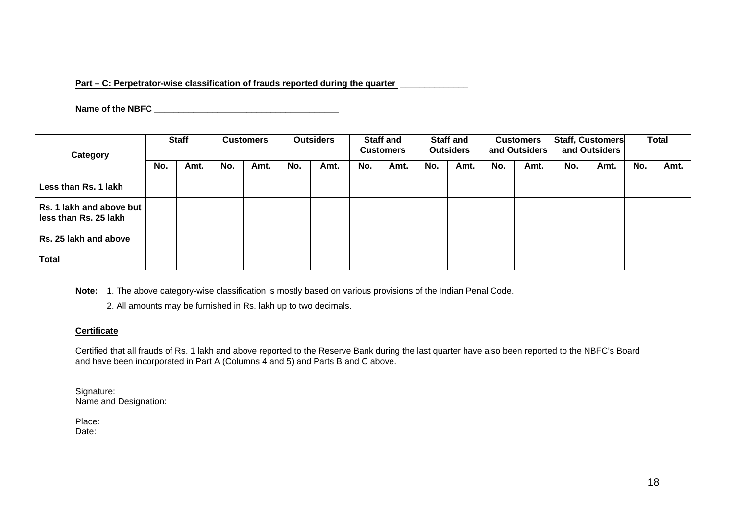**Part – C: Perpetrator-wise classification of frauds reported during the quarter** _____________

**Name of the NBFC** _____________________________________

| Category | Staff | | Customers | | Outsiders | | Staff and Customers | | Staff and Outsiders | | Customers and Outsiders | | Staff, Customers and Outsiders | | Total | |
|---|---|---|---|---|---|---|---|---|---|---|---|---|---|---|---|---|
| | No. | Amt. | No. | Amt. | No. | Amt. | No. | Amt. | No. | Amt. | No. | Amt. | No. | Amt. | No. | Amt. |
| Less than Rs. 1 lakh | | | | | | | | | | | | | | | | |
| Rs. 1 lakh and above but less than Rs. 25 lakh | | | | | | | | | | | | | | | | |
| Rs. 25 lakh and above | | | | | | | | | | | | | | | | |
| Total | | | | | | | | | | | | | | | | |

**Note:** 1. The above category-wise classification is mostly based on various provisions of the Indian Penal Code.

2. All amounts may be furnished in Rs. lakh up to two decimals.

**Certificate**

Certified that all frauds of Rs. 1 lakh and above reported to the Reserve Bank during the last quarter have also been reported to the NBFC's Board and have been incorporated in Part A (Columns 4 and 5) and Parts B and C above.

Signature:
Name and Designation:

Place:
Date: